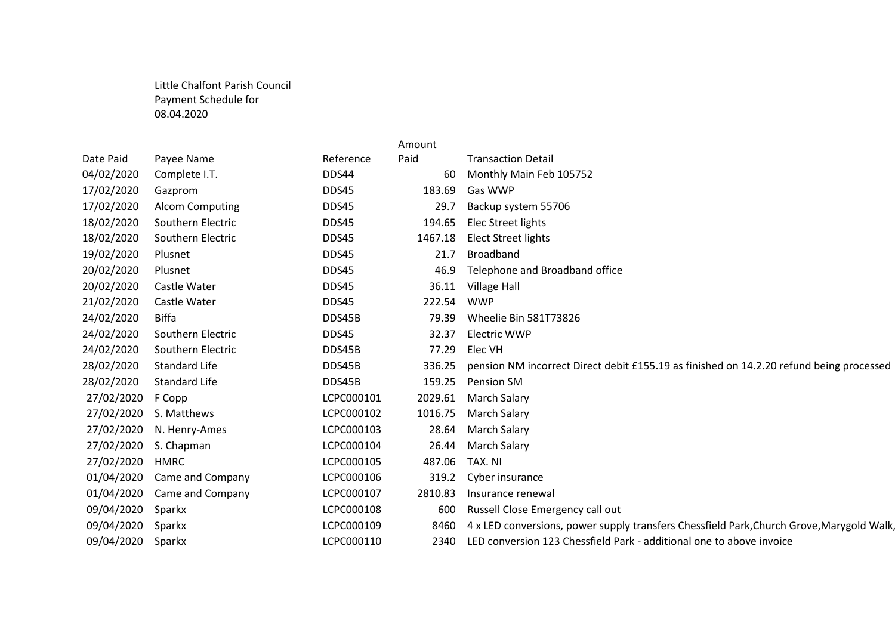Little Chalfont Parish Council
Payment Schedule for
08.04.2020

| Date Paid | Payee Name | Reference | Amount Paid | Transaction Detail |
|---|---|---|---|---|
| 04/02/2020 | Complete I.T. | DDS44 | 60 | Monthly Main Feb 105752 |
| 17/02/2020 | Gazprom | DDS45 | 183.69 | Gas WWP |
| 17/02/2020 | Alcom Computing | DDS45 | 29.7 | Backup system 55706 |
| 18/02/2020 | Southern Electric | DDS45 | 194.65 | Elec Street lights |
| 18/02/2020 | Southern Electric | DDS45 | 1467.18 | Elect Street lights |
| 19/02/2020 | Plusnet | DDS45 | 21.7 | Broadband |
| 20/02/2020 | Plusnet | DDS45 | 46.9 | Telephone and Broadband office |
| 20/02/2020 | Castle Water | DDS45 | 36.11 | Village Hall |
| 21/02/2020 | Castle Water | DDS45 | 222.54 | WWP |
| 24/02/2020 | Biffa | DDS45B | 79.39 | Wheelie Bin 581T73826 |
| 24/02/2020 | Southern Electric | DDS45 | 32.37 | Electric WWP |
| 24/02/2020 | Southern Electric | DDS45B | 77.29 | Elec VH |
| 28/02/2020 | Standard Life | DDS45B | 336.25 | pension NM incorrect Direct debit £155.19 as finished on 14.2.20 refund being processed |
| 28/02/2020 | Standard Life | DDS45B | 159.25 | Pension SM |
| 27/02/2020 | F Copp | LCPC000101 | 2029.61 | March Salary |
| 27/02/2020 | S. Matthews | LCPC000102 | 1016.75 | March Salary |
| 27/02/2020 | N. Henry-Ames | LCPC000103 | 28.64 | March Salary |
| 27/02/2020 | S. Chapman | LCPC000104 | 26.44 | March Salary |
| 27/02/2020 | HMRC | LCPC000105 | 487.06 | TAX. NI |
| 01/04/2020 | Came and Company | LCPC000106 | 319.2 | Cyber insurance |
| 01/04/2020 | Came and Company | LCPC000107 | 2810.83 | Insurance renewal |
| 09/04/2020 | Sparkx | LCPC000108 | 600 | Russell Close Emergency call out |
| 09/04/2020 | Sparkx | LCPC000109 | 8460 | 4 x LED conversions, power supply transfers Chessfield Park,Church Grove,Marygold Walk, |
| 09/04/2020 | Sparkx | LCPC000110 | 2340 | LED conversion 123 Chessfield Park - additional one to above invoice |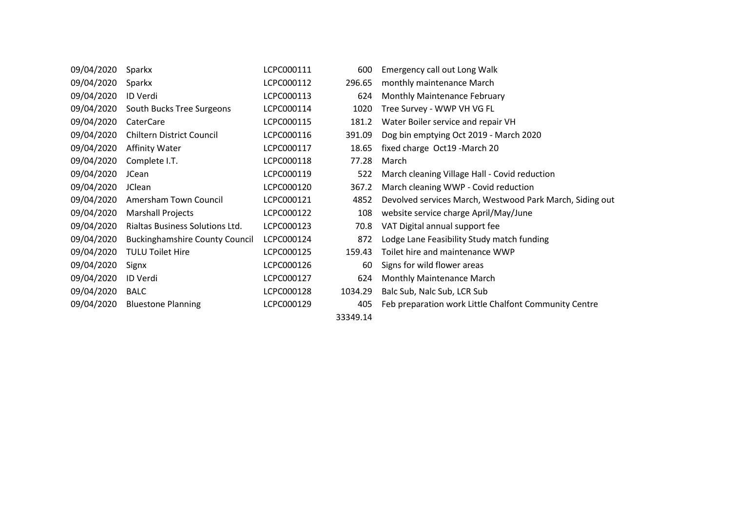| | | | | |
|---|---|---|---|---|
| 09/04/2020 | Sparkx | LCPC000111 | 600 | Emergency call out Long Walk |
| 09/04/2020 | Sparkx | LCPC000112 | 296.65 | monthly maintenance March |
| 09/04/2020 | ID Verdi | LCPC000113 | 624 | Monthly Maintenance February |
| 09/04/2020 | South Bucks Tree Surgeons | LCPC000114 | 1020 | Tree Survey - WWP VH VG FL |
| 09/04/2020 | CaterCare | LCPC000115 | 181.2 | Water Boiler service and repair VH |
| 09/04/2020 | Chiltern District Council | LCPC000116 | 391.09 | Dog bin emptying Oct 2019 - March 2020 |
| 09/04/2020 | Affinity Water | LCPC000117 | 18.65 | fixed charge Oct19 -March 20 |
| 09/04/2020 | Complete I.T. | LCPC000118 | 77.28 | March |
| 09/04/2020 | JCean | LCPC000119 | 522 | March cleaning Village Hall - Covid reduction |
| 09/04/2020 | JClean | LCPC000120 | 367.2 | March cleaning WWP - Covid reduction |
| 09/04/2020 | Amersham Town Council | LCPC000121 | 4852 | Devolved services March, Westwood Park March, Siding out |
| 09/04/2020 | Marshall Projects | LCPC000122 | 108 | website service charge April/May/June |
| 09/04/2020 | Rialtas Business Solutions Ltd. | LCPC000123 | 70.8 | VAT Digital annual support fee |
| 09/04/2020 | Buckinghamshire County Council | LCPC000124 | 872 | Lodge Lane Feasibility Study match funding |
| 09/04/2020 | TULU Toilet Hire | LCPC000125 | 159.43 | Toilet hire and maintenance WWP |
| 09/04/2020 | Signx | LCPC000126 | 60 | Signs for wild flower areas |
| 09/04/2020 | ID Verdi | LCPC000127 | 624 | Monthly Maintenance March |
| 09/04/2020 | BALC | LCPC000128 | 1034.29 | Balc Sub, Nalc Sub, LCR Sub |
| 09/04/2020 | Bluestone Planning | LCPC000129 | 405 | Feb preparation work Little Chalfont Community Centre |
| | | | 33349.14 | |